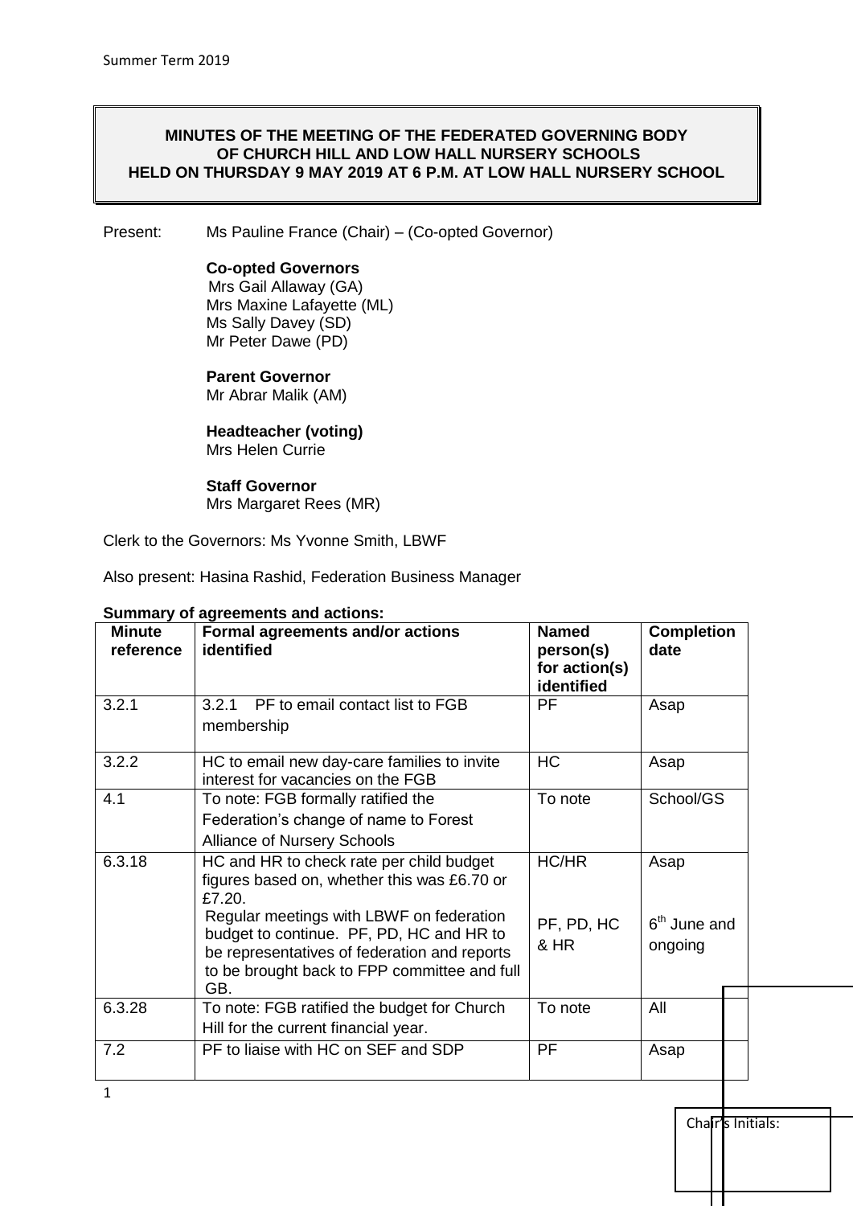**MINUTES OF THE MEETING OF THE FEDERATED GOVERNING BODY OF CHURCH HILL AND LOW HALL NURSERY SCHOOLS HELD ON THURSDAY 9 MAY 2019 AT 6 P.M. AT LOW HALL NURSERY SCHOOL**

Present: Ms Pauline France (Chair) – (Co-opted Governor)

**Co-opted Governors**
Mrs Gail Allaway (GA)
Mrs Maxine Lafayette (ML)
Ms Sally Davey (SD)
Mr Peter Dawe (PD)

**Parent Governor**
Mr Abrar Malik (AM)

**Headteacher (voting)**
Mrs Helen Currie

**Staff Governor**
Mrs Margaret Rees (MR)

Clerk to the Governors: Ms Yvonne Smith, LBWF

Also present: Hasina Rashid, Federation Business Manager

**Summary of agreements and actions:**

| Minute reference | Formal agreements and/or actions identified | Named person(s) for action(s) identified | Completion date |
|---|---|---|---|
| 3.2.1 | 3.2.1 PF to email contact list to FGB membership | PF | Asap |
| 3.2.2 | HC to email new day-care families to invite interest for vacancies on the FGB | HC | Asap |
| 4.1 | To note: FGB formally ratified the Federation's change of name to Forest Alliance of Nursery Schools | To note | School/GS |
| 6.3.18 | HC and HR to check rate per child budget figures based on, whether this was £6.70 or £7.20. Regular meetings with LBWF on federation budget to continue. PF, PD, HC and HR to be representatives of federation and reports to be brought back to FPP committee and full GB. | HC/HR<br>PF, PD, HC & HR | Asap<br>6th June and ongoing |
| 6.3.28 | To note: FGB ratified the budget for Church Hill for the current financial year. | To note | All |
| 7.2 | PF to liaise with HC on SEF and SDP | PF | Asap |

Chair's Initials: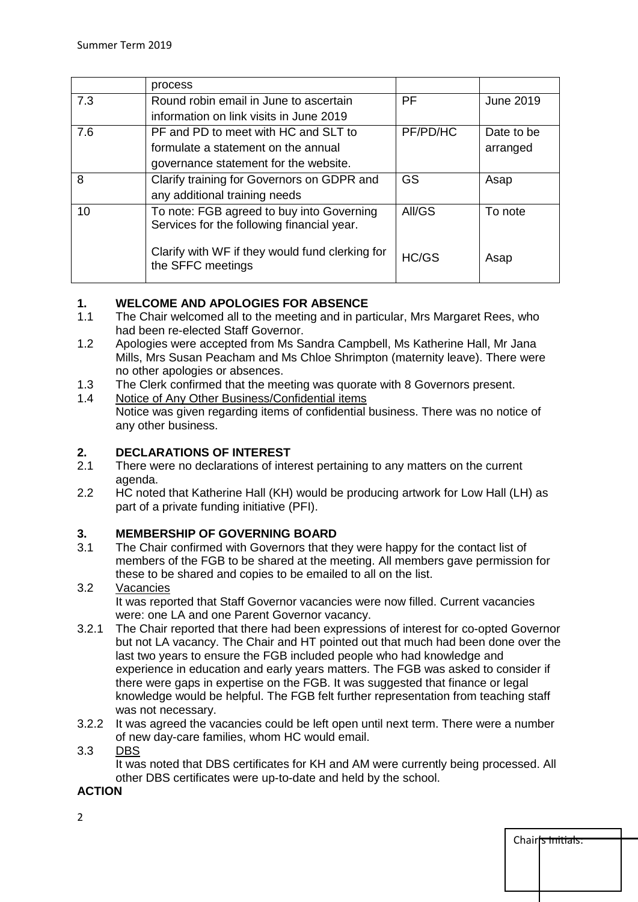|  | process |  |  |
| --- | --- | --- | --- |
| 7.3 | Round robin email in June to ascertain information on link visits in June 2019 | PF | June 2019 |
| 7.6 | PF and PD to meet with HC and SLT to formulate a statement on the annual governance statement for the website. | PF/PD/HC | Date to be arranged |
| 8 | Clarify training for Governors on GDPR and any additional training needs | GS | Asap |
| 10 | To note: FGB agreed to buy into Governing Services for the following financial year.<br><br>Clarify with WF if they would fund clerking for the SFFC meetings | All/GS<br><br>HC/GS | To note<br><br>Asap |

**1. WELCOME AND APOLOGIES FOR ABSENCE**

1.1 The Chair welcomed all to the meeting and in particular, Mrs Margaret Rees, who had been re-elected Staff Governor.

1.2 Apologies were accepted from Ms Sandra Campbell, Ms Katherine Hall, Mr Jana Mills, Mrs Susan Peacham and Ms Chloe Shrimpton (maternity leave). There were no other apologies or absences.

1.3 The Clerk confirmed that the meeting was quorate with 8 Governors present.

1.4 Notice of Any Other Business/Confidential items
Notice was given regarding items of confidential business. There was no notice of any other business.

**2. DECLARATIONS OF INTEREST**

2.1 There were no declarations of interest pertaining to any matters on the current agenda.

2.2 HC noted that Katherine Hall (KH) would be producing artwork for Low Hall (LH) as part of a private funding initiative (PFI).

**3. MEMBERSHIP OF GOVERNING BOARD**

3.1 The Chair confirmed with Governors that they were happy for the contact list of members of the FGB to be shared at the meeting. All members gave permission for these to be shared and copies to be emailed to all on the list.

3.2 Vacancies
It was reported that Staff Governor vacancies were now filled. Current vacancies were: one LA and one Parent Governor vacancy.

3.2.1 The Chair reported that there had been expressions of interest for co-opted Governor but not LA vacancy. The Chair and HT pointed out that much had been done over the last two years to ensure the FGB included people who had knowledge and experience in education and early years matters. The FGB was asked to consider if there were gaps in expertise on the FGB. It was suggested that finance or legal knowledge would be helpful. The FGB felt further representation from teaching staff was not necessary.

3.2.2 It was agreed the vacancies could be left open until next term. There were a number of new day-care families, whom HC would email.

3.3 DBS
It was noted that DBS certificates for KH and AM were currently being processed. All other DBS certificates were up-to-date and held by the school.

**ACTION**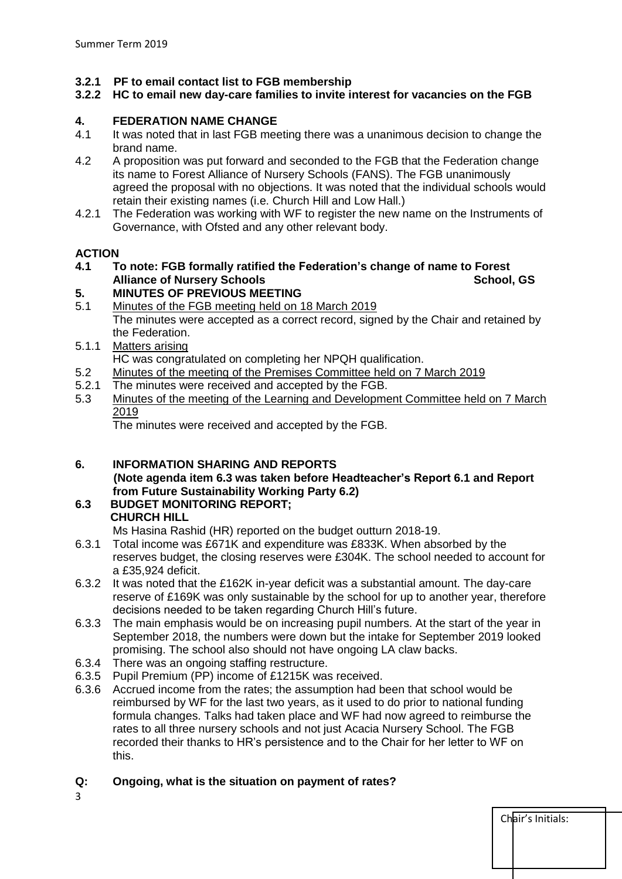**3.2.1 PF to email contact list to FGB membership**
**3.2.2 HC to email new day-care families to invite interest for vacancies on the FGB**

## 4. FEDERATION NAME CHANGE

4.1 It was noted that in last FGB meeting there was a unanimous decision to change the brand name.

4.2 A proposition was put forward and seconded to the FGB that the Federation change its name to Forest Alliance of Nursery Schools (FANS). The FGB unanimously agreed the proposal with no objections. It was noted that the individual schools would retain their existing names (i.e. Church Hill and Low Hall.)

4.2.1 The Federation was working with WF to register the new name on the Instruments of Governance, with Ofsted and any other relevant body.

**ACTION**

**4.1 To note: FGB formally ratified the Federation's change of name to Forest Alliance of Nursery Schools** **School, GS**

## 5. MINUTES OF PREVIOUS MEETING

5.1 Minutes of the FGB meeting held on 18 March 2019
The minutes were accepted as a correct record, signed by the Chair and retained by the Federation.

5.1.1 Matters arising
HC was congratulated on completing her NPQH qualification.

5.2 Minutes of the meeting of the Premises Committee held on 7 March 2019

5.2.1 The minutes were received and accepted by the FGB.

5.3 Minutes of the meeting of the Learning and Development Committee held on 7 March 2019
The minutes were received and accepted by the FGB.

## 6. INFORMATION SHARING AND REPORTS

**(Note agenda item 6.3 was taken before Headteacher's Report 6.1 and Report from Future Sustainability Working Party 6.2)**

### 6.3 BUDGET MONITORING REPORT; CHURCH HILL

Ms Hasina Rashid (HR) reported on the budget outturn 2018-19.

6.3.1 Total income was £671K and expenditure was £833K. When absorbed by the reserves budget, the closing reserves were £304K. The school needed to account for a £35,924 deficit.

6.3.2 It was noted that the £162K in-year deficit was a substantial amount. The day-care reserve of £169K was only sustainable by the school for up to another year, therefore decisions needed to be taken regarding Church Hill's future.

6.3.3 The main emphasis would be on increasing pupil numbers. At the start of the year in September 2018, the numbers were down but the intake for September 2019 looked promising. The school also should not have ongoing LA claw backs.

6.3.4 There was an ongoing staffing restructure.

6.3.5 Pupil Premium (PP) income of £1215K was received.

6.3.6 Accrued income from the rates; the assumption had been that school would be reimbursed by WF for the last two years, as it used to do prior to national funding formula changes. Talks had taken place and WF had now agreed to reimburse the rates to all three nursery schools and not just Acacia Nursery School. The FGB recorded their thanks to HR's persistence and to the Chair for her letter to WF on this.

**Q: Ongoing, what is the situation on payment of rates?**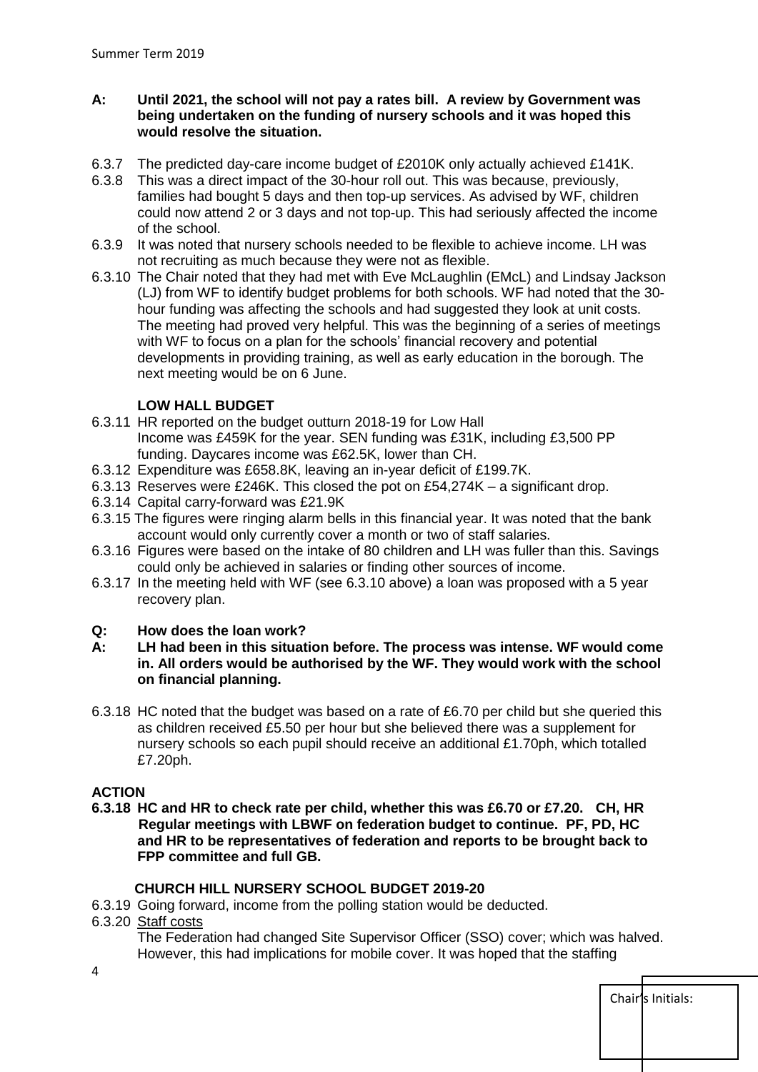**A: Until 2021, the school will not pay a rates bill. A review by Government was being undertaken on the funding of nursery schools and it was hoped this would resolve the situation.**

6.3.7 The predicted day-care income budget of £2010K only actually achieved £141K.

6.3.8 This was a direct impact of the 30-hour roll out. This was because, previously, families had bought 5 days and then top-up services. As advised by WF, children could now attend 2 or 3 days and not top-up. This had seriously affected the income of the school.

6.3.9 It was noted that nursery schools needed to be flexible to achieve income. LH was not recruiting as much because they were not as flexible.

6.3.10 The Chair noted that they had met with Eve McLaughlin (EMcL) and Lindsay Jackson (LJ) from WF to identify budget problems for both schools. WF had noted that the 30-hour funding was affecting the schools and had suggested they look at unit costs. The meeting had proved very helpful. This was the beginning of a series of meetings with WF to focus on a plan for the schools' financial recovery and potential developments in providing training, as well as early education in the borough. The next meeting would be on 6 June.

**LOW HALL BUDGET**

6.3.11 HR reported on the budget outturn 2018-19 for Low Hall
Income was £459K for the year. SEN funding was £31K, including £3,500 PP funding. Daycares income was £62.5K, lower than CH.

6.3.12 Expenditure was £658.8K, leaving an in-year deficit of £199.7K.

6.3.13 Reserves were £246K. This closed the pot on £54,274K – a significant drop.

6.3.14 Capital carry-forward was £21.9K

6.3.15 The figures were ringing alarm bells in this financial year. It was noted that the bank account would only currently cover a month or two of staff salaries.

6.3.16 Figures were based on the intake of 80 children and LH was fuller than this. Savings could only be achieved in salaries or finding other sources of income.

6.3.17 In the meeting held with WF (see 6.3.10 above) a loan was proposed with a 5 year recovery plan.

**Q: How does the loan work?**

**A: LH had been in this situation before. The process was intense. WF would come in. All orders would be authorised by the WF. They would work with the school on financial planning.**

6.3.18 HC noted that the budget was based on a rate of £6.70 per child but she queried this as children received £5.50 per hour but she believed there was a supplement for nursery schools so each pupil should receive an additional £1.70ph, which totalled £7.20ph.

**ACTION**

**6.3.18 HC and HR to check rate per child, whether this was £6.70 or £7.20. CH, HR Regular meetings with LBWF on federation budget to continue. PF, PD, HC and HR to be representatives of federation and reports to be brought back to FPP committee and full GB.**

**CHURCH HILL NURSERY SCHOOL BUDGET 2019-20**

6.3.19 Going forward, income from the polling station would be deducted.

6.3.20 Staff costs
The Federation had changed Site Supervisor Officer (SSO) cover; which was halved. However, this had implications for mobile cover. It was hoped that the staffing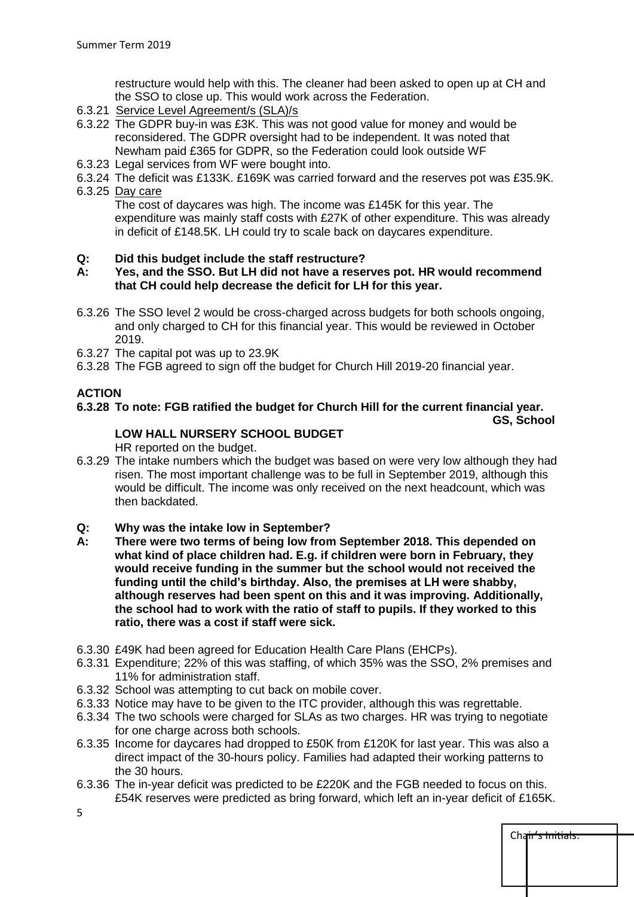restructure would help with this. The cleaner had been asked to open up at CH and the SSO to close up. This would work across the Federation.

6.3.21 Service Level Agreement/s (SLA)/s

6.3.22 The GDPR buy-in was £3K. This was not good value for money and would be reconsidered. The GDPR oversight had to be independent. It was noted that Newham paid £365 for GDPR, so the Federation could look outside WF

6.3.23 Legal services from WF were bought into.

6.3.24 The deficit was £133K. £169K was carried forward and the reserves pot was £35.9K.

6.3.25 Day care

The cost of daycares was high. The income was £145K for this year. The expenditure was mainly staff costs with £27K of other expenditure. This was already in deficit of £148.5K. LH could try to scale back on daycares expenditure.

**Q: Did this budget include the staff restructure?**

**A: Yes, and the SSO. But LH did not have a reserves pot. HR would recommend that CH could help decrease the deficit for LH for this year.**

6.3.26 The SSO level 2 would be cross-charged across budgets for both schools ongoing, and only charged to CH for this financial year. This would be reviewed in October 2019.

6.3.27 The capital pot was up to 23.9K

6.3.28 The FGB agreed to sign off the budget for Church Hill 2019-20 financial year.

**ACTION**

**6.3.28 To note: FGB ratified the budget for Church Hill for the current financial year.** **GS, School**

**LOW HALL NURSERY SCHOOL BUDGET**

HR reported on the budget.

6.3.29 The intake numbers which the budget was based on were very low although they had risen. The most important challenge was to be full in September 2019, although this would be difficult. The income was only received on the next headcount, which was then backdated.

**Q: Why was the intake low in September?**

**A: There were two terms of being low from September 2018. This depended on what kind of place children had. E.g. if children were born in February, they would receive funding in the summer but the school would not received the funding until the child's birthday. Also, the premises at LH were shabby, although reserves had been spent on this and it was improving. Additionally, the school had to work with the ratio of staff to pupils. If they worked to this ratio, there was a cost if staff were sick.**

6.3.30 £49K had been agreed for Education Health Care Plans (EHCPs).

6.3.31 Expenditure; 22% of this was staffing, of which 35% was the SSO, 2% premises and 11% for administration staff.

6.3.32 School was attempting to cut back on mobile cover.

6.3.33 Notice may have to be given to the ITC provider, although this was regrettable.

6.3.34 The two schools were charged for SLAs as two charges. HR was trying to negotiate for one charge across both schools.

6.3.35 Income for daycares had dropped to £50K from £120K for last year. This was also a direct impact of the 30-hours policy. Families had adapted their working patterns to the 30 hours.

6.3.36 The in-year deficit was predicted to be £220K and the FGB needed to focus on this. £54K reserves were predicted as bring forward, which left an in-year deficit of £165K.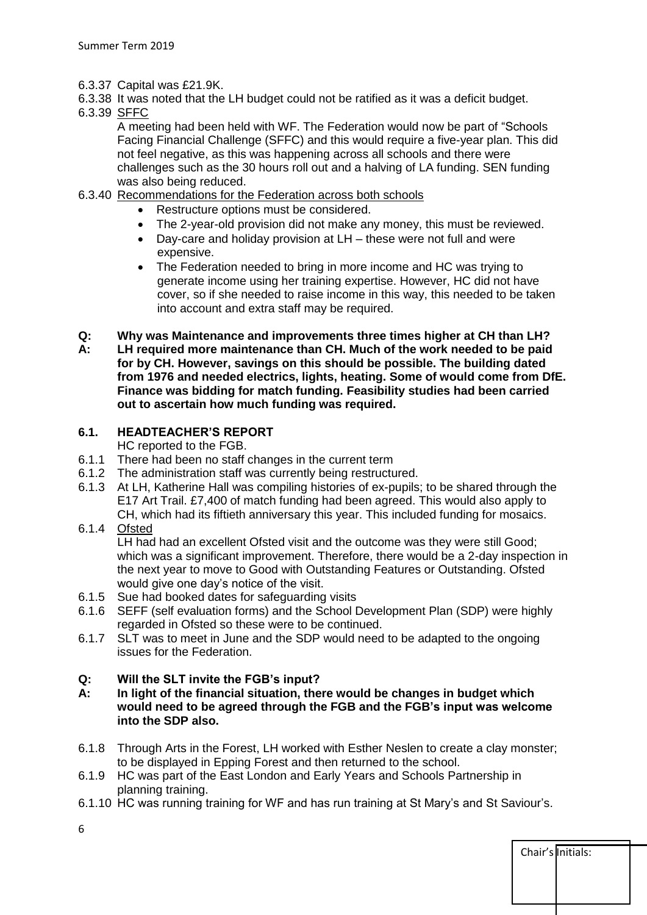6.3.37 Capital was £21.9K.

6.3.38 It was noted that the LH budget could not be ratified as it was a deficit budget.

6.3.39 SFFC

A meeting had been held with WF. The Federation would now be part of "Schools Facing Financial Challenge (SFFC) and this would require a five-year plan. This did not feel negative, as this was happening across all schools and there were challenges such as the 30 hours roll out and a halving of LA funding. SEN funding was also being reduced.

6.3.40 Recommendations for the Federation across both schools

- Restructure options must be considered.
- The 2-year-old provision did not make any money, this must be reviewed.
- Day-care and holiday provision at LH – these were not full and were expensive.
- The Federation needed to bring in more income and HC was trying to generate income using her training expertise. However, HC did not have cover, so if she needed to raise income in this way, this needed to be taken into account and extra staff may be required.

**Q: Why was Maintenance and improvements three times higher at CH than LH?**

**A: LH required more maintenance than CH. Much of the work needed to be paid for by CH. However, savings on this should be possible. The building dated from 1976 and needed electrics, lights, heating. Some of would come from DfE. Finance was bidding for match funding. Feasibility studies had been carried out to ascertain how much funding was required.**

## 6.1. HEADTEACHER'S REPORT

HC reported to the FGB.

6.1.1 There had been no staff changes in the current term

6.1.2 The administration staff was currently being restructured.

6.1.3 At LH, Katherine Hall was compiling histories of ex-pupils; to be shared through the E17 Art Trail. £7,400 of match funding had been agreed. This would also apply to CH, which had its fiftieth anniversary this year. This included funding for mosaics.

6.1.4 Ofsted

LH had had an excellent Ofsted visit and the outcome was they were still Good; which was a significant improvement. Therefore, there would be a 2-day inspection in the next year to move to Good with Outstanding Features or Outstanding. Ofsted would give one day's notice of the visit.

6.1.5 Sue had booked dates for safeguarding visits

6.1.6 SEFF (self evaluation forms) and the School Development Plan (SDP) were highly regarded in Ofsted so these were to be continued.

6.1.7 SLT was to meet in June and the SDP would need to be adapted to the ongoing issues for the Federation.

**Q: Will the SLT invite the FGB's input?**

**A: In light of the financial situation, there would be changes in budget which would need to be agreed through the FGB and the FGB's input was welcome into the SDP also.**

6.1.8 Through Arts in the Forest, LH worked with Esther Neslen to create a clay monster; to be displayed in Epping Forest and then returned to the school.

6.1.9 HC was part of the East London and Early Years and Schools Partnership in planning training.

6.1.10 HC was running training for WF and has run training at St Mary's and St Saviour's.

Chair's Initials: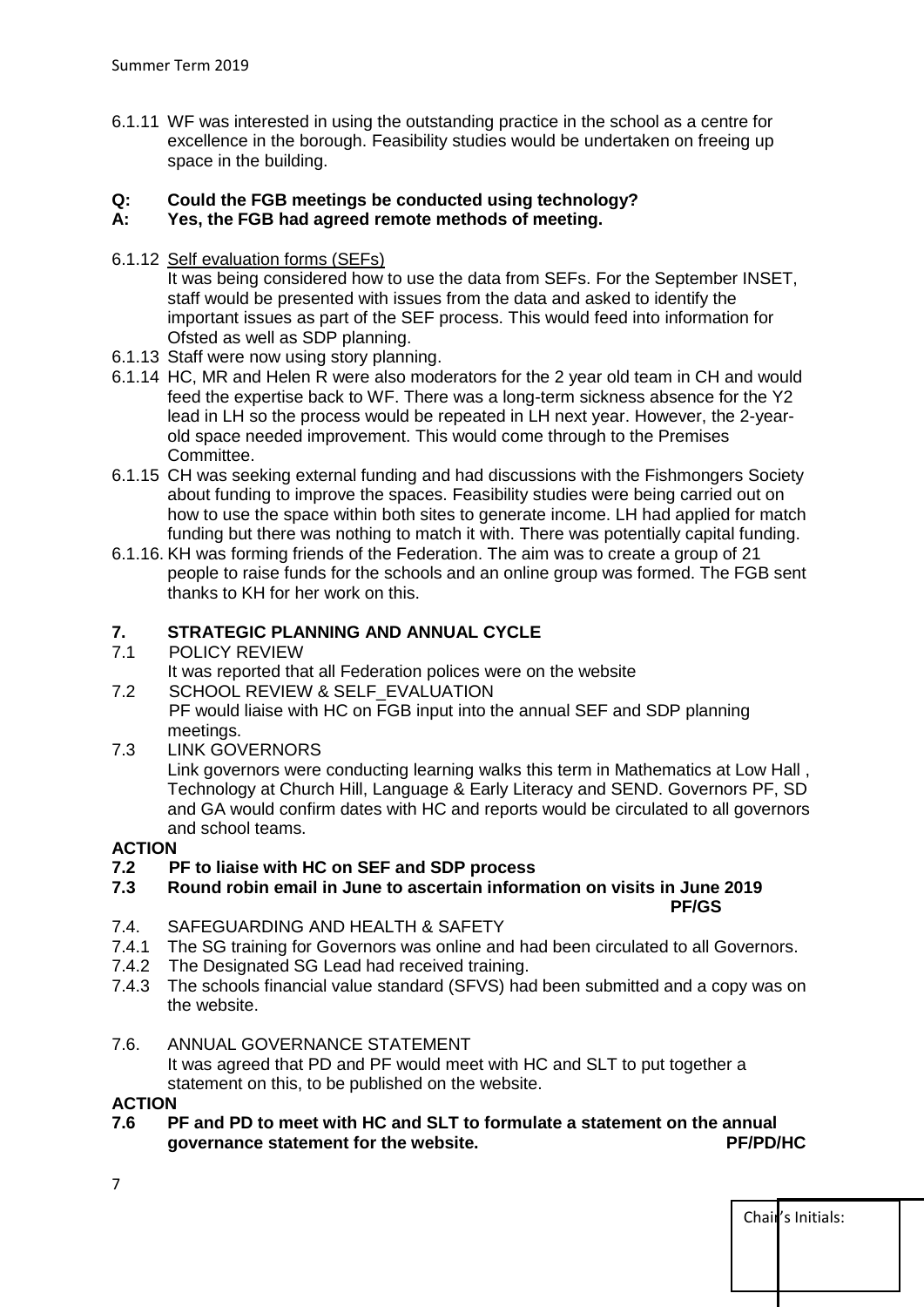6.1.11 WF was interested in using the outstanding practice in the school as a centre for excellence in the borough. Feasibility studies would be undertaken on freeing up space in the building.

**Q: Could the FGB meetings be conducted using technology?**
**A: Yes, the FGB had agreed remote methods of meeting.**

6.1.12 Self evaluation forms (SEFs)
It was being considered how to use the data from SEFs. For the September INSET, staff would be presented with issues from the data and asked to identify the important issues as part of the SEF process. This would feed into information for Ofsted as well as SDP planning.

6.1.13 Staff were now using story planning.

6.1.14 HC, MR and Helen R were also moderators for the 2 year old team in CH and would feed the expertise back to WF. There was a long-term sickness absence for the Y2 lead in LH so the process would be repeated in LH next year. However, the 2-year-old space needed improvement. This would come through to the Premises Committee.

6.1.15 CH was seeking external funding and had discussions with the Fishmongers Society about funding to improve the spaces. Feasibility studies were being carried out on how to use the space within both sites to generate income. LH had applied for match funding but there was nothing to match it with. There was potentially capital funding.

6.1.16. KH was forming friends of the Federation. The aim was to create a group of 21 people to raise funds for the schools and an online group was formed. The FGB sent thanks to KH for her work on this.

## 7. STRATEGIC PLANNING AND ANNUAL CYCLE

7.1 POLICY REVIEW
It was reported that all Federation polices were on the website

7.2 SCHOOL REVIEW & SELF_EVALUATION
PF would liaise with HC on FGB input into the annual SEF and SDP planning meetings.

7.3 LINK GOVERNORS
Link governors were conducting learning walks this term in Mathematics at Low Hall , Technology at Church Hill, Language & Early Literacy and SEND. Governors PF, SD and GA would confirm dates with HC and reports would be circulated to all governors and school teams.

**ACTION**

**7.2 PF to liaise with HC on SEF and SDP process**

**7.3 Round robin email in June to ascertain information on visits in June 2019 PF/GS**

7.4. SAFEGUARDING AND HEALTH & SAFETY

7.4.1 The SG training for Governors was online and had been circulated to all Governors.

7.4.2 The Designated SG Lead had received training.

7.4.3 The schools financial value standard (SFVS) had been submitted and a copy was on the website.

7.6. ANNUAL GOVERNANCE STATEMENT
It was agreed that PD and PF would meet with HC and SLT to put together a statement on this, to be published on the website.

**ACTION**

**7.6 PF and PD to meet with HC and SLT to formulate a statement on the annual governance statement for the website. PF/PD/HC**

Chair's Initials: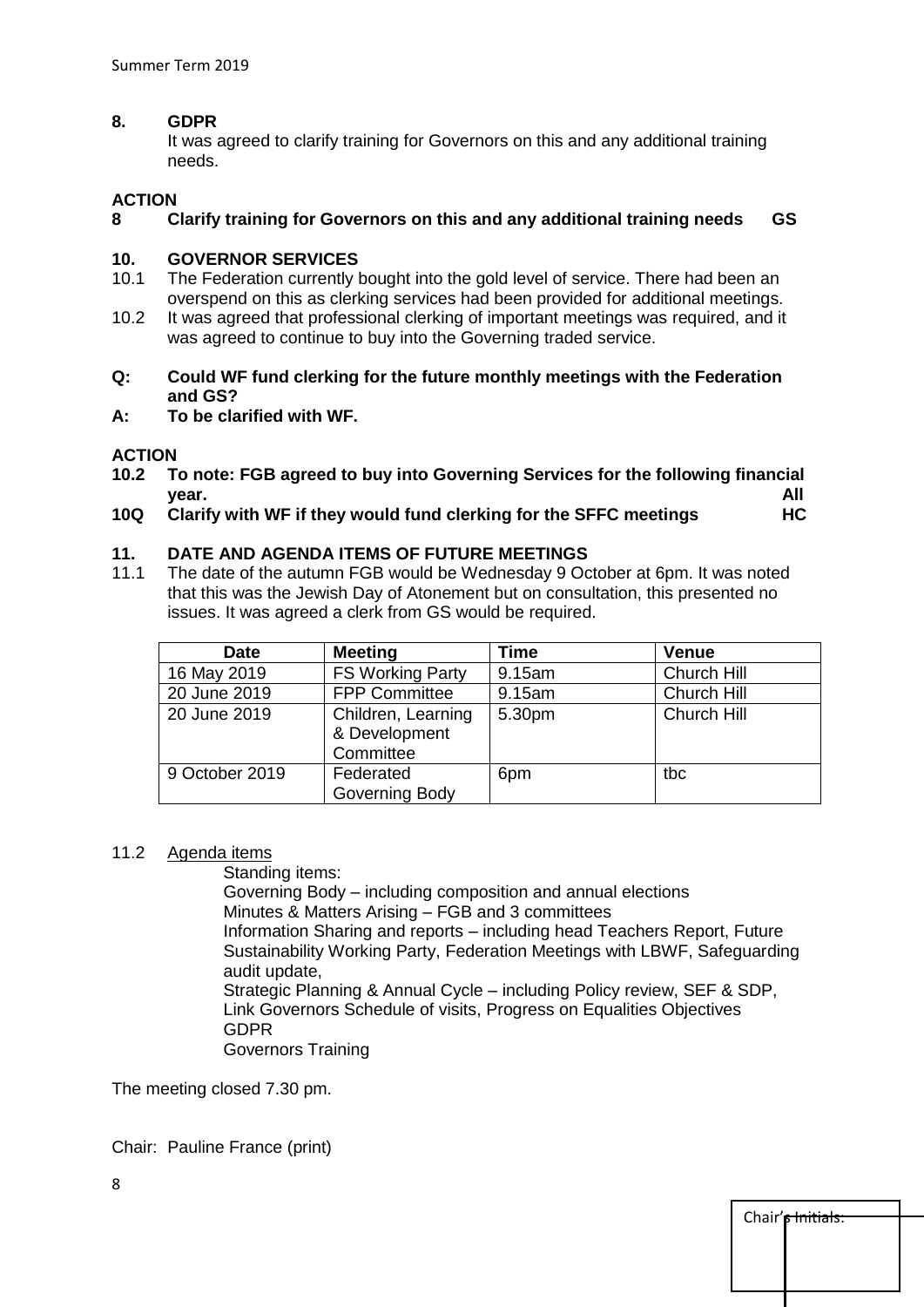**8. GDPR**

It was agreed to clarify training for Governors on this and any additional training needs.

**ACTION**

**8 Clarify training for Governors on this and any additional training needs GS**

**10. GOVERNOR SERVICES**

10.1 The Federation currently bought into the gold level of service. There had been an overspend on this as clerking services had been provided for additional meetings.

10.2 It was agreed that professional clerking of important meetings was required, and it was agreed to continue to buy into the Governing traded service.

**Q: Could WF fund clerking for the future monthly meetings with the Federation and GS?**

**A: To be clarified with WF.**

**ACTION**

**10.2 To note: FGB agreed to buy into Governing Services for the following financial year. All**

**10Q Clarify with WF if they would fund clerking for the SFFC meetings HC**

**11. DATE AND AGENDA ITEMS OF FUTURE MEETINGS**

11.1 The date of the autumn FGB would be Wednesday 9 October at 6pm. It was noted that this was the Jewish Day of Atonement but on consultation, this presented no issues. It was agreed a clerk from GS would be required.

| Date | Meeting | Time | Venue |
|---|---|---|---|
| 16 May 2019 | FS Working Party | 9.15am | Church Hill |
| 20 June 2019 | FPP Committee | 9.15am | Church Hill |
| 20 June 2019 | Children, Learning & Development Committee | 5.30pm | Church Hill |
| 9 October 2019 | Federated Governing Body | 6pm | tbc |

11.2 Agenda items

Standing items:
Governing Body – including composition and annual elections
Minutes & Matters Arising – FGB and 3 committees
Information Sharing and reports – including head Teachers Report, Future Sustainability Working Party, Federation Meetings with LBWF, Safeguarding audit update,
Strategic Planning & Annual Cycle – including Policy review, SEF & SDP, Link Governors Schedule of visits, Progress on Equalities Objectives
GDPR
Governors Training

The meeting closed 7.30 pm.

Chair: Pauline France (print)

Chair's Initials: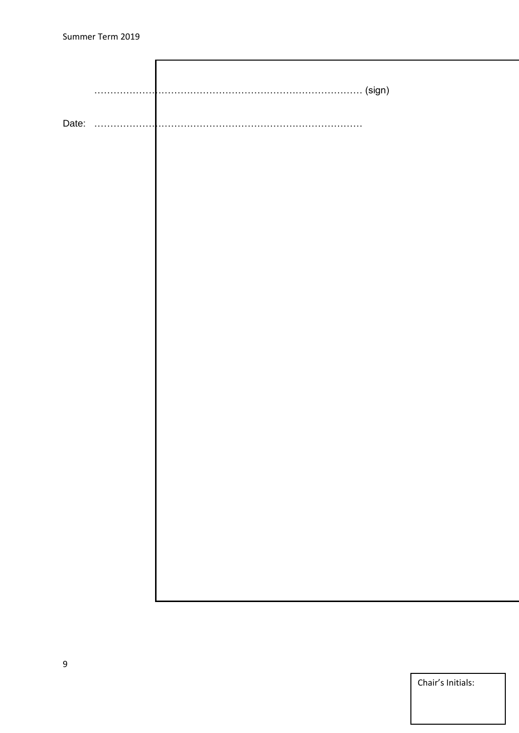……………………………………………………………………………… (sign)

Date: ………………………………………………………………………

Chair's Initials: